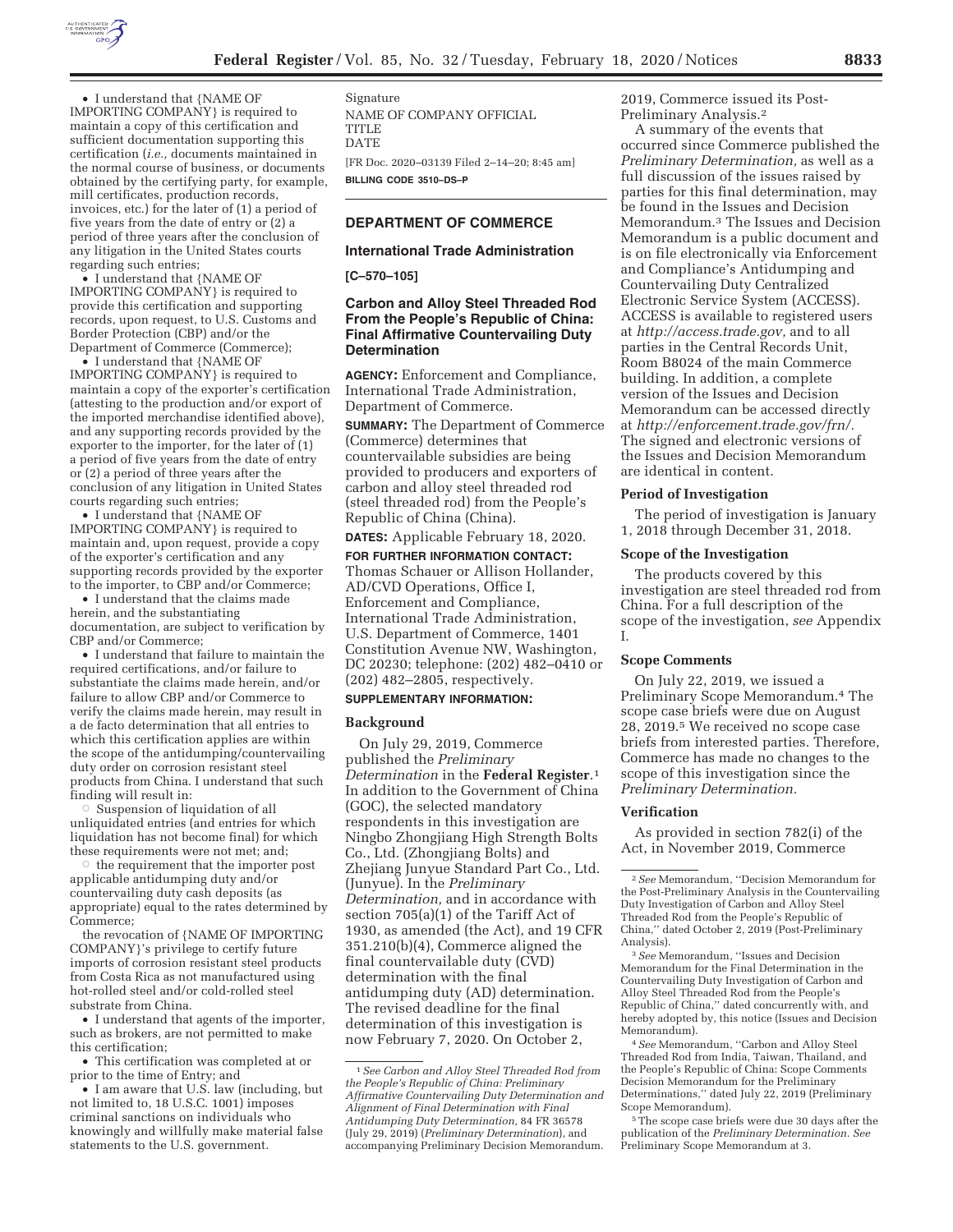- I understand that {NAME OF IMPORTING COMPANY} is required to maintain a copy of this certification and sufficient documentation supporting this certification (*i.e.,* documents maintained in the normal course of business, or documents obtained by the certifying party, for example, mill certificates, production records, invoices, etc.) for the later of (1) a period of five years from the date of entry or (2) a period of three years after the conclusion of any litigation in the United States courts regarding such entries;
- I understand that {NAME OF IMPORTING COMPANY} is required to provide this certification and supporting records, upon request, to U.S. Customs and Border Protection (CBP) and/or the Department of Commerce (Commerce);
- I understand that {NAME OF IMPORTING COMPANY} is required to maintain a copy of the exporter's certification (attesting to the production and/or export of the imported merchandise identified above), and any supporting records provided by the exporter to the importer, for the later of (1) a period of five years from the date of entry or (2) a period of three years after the conclusion of any litigation in United States courts regarding such entries;
- I understand that {NAME OF IMPORTING COMPANY} is required to maintain and, upon request, provide a copy of the exporter's certification and any supporting records provided by the exporter to the importer, to CBP and/or Commerce;
- I understand that the claims made herein, and the substantiating documentation, are subject to verification by CBP and/or Commerce;
- I understand that failure to maintain the required certifications, and/or failure to substantiate the claims made herein, and/or failure to allow CBP and/or Commerce to verify the claims made herein, may result in a de facto determination that all entries to which this certification applies are within the scope of the antidumping/countervailing duty order on corrosion resistant steel products from China. I understand that such finding will result in:
  - Suspension of liquidation of all unliquidated entries (and entries for which liquidation has not become final) for which these requirements were not met; and;
  - the requirement that the importer post applicable antidumping duty and/or countervailing duty cash deposits (as appropriate) equal to the rates determined by Commerce;

  the revocation of {NAME OF IMPORTING COMPANY}'s privilege to certify future imports of corrosion resistant steel products from Costa Rica as not manufactured using hot-rolled steel and/or cold-rolled steel substrate from China.
- I understand that agents of the importer, such as brokers, are not permitted to make this certification;
- This certification was completed at or prior to the time of Entry; and
- I am aware that U.S. law (including, but not limited to, 18 U.S.C. 1001) imposes criminal sanctions on individuals who knowingly and willfully make material false statements to the U.S. government.

Signature
NAME OF COMPANY OFFICIAL
TITLE
DATE

[FR Doc. 2020–03139 Filed 2–14–20; 8:45 am]

**BILLING CODE 3510–DS–P**

---

## DEPARTMENT OF COMMERCE

### International Trade Administration

**[C–570–105]**

### Carbon and Alloy Steel Threaded Rod From the People's Republic of China: Final Affirmative Countervailing Duty Determination

**AGENCY:** Enforcement and Compliance, International Trade Administration, Department of Commerce.

**SUMMARY:** The Department of Commerce (Commerce) determines that countervailable subsidies are being provided to producers and exporters of carbon and alloy steel threaded rod (steel threaded rod) from the People's Republic of China (China).

**DATES:** Applicable February 18, 2020.

**FOR FURTHER INFORMATION CONTACT:** Thomas Schauer or Allison Hollander, AD/CVD Operations, Office I, Enforcement and Compliance, International Trade Administration, U.S. Department of Commerce, 1401 Constitution Avenue NW, Washington, DC 20230; telephone: (202) 482–0410 or (202) 482–2805, respectively.

**SUPPLEMENTARY INFORMATION:**

#### Background

On July 29, 2019, Commerce published the *Preliminary Determination* in the **Federal Register**.[1] In addition to the Government of China (GOC), the selected mandatory respondents in this investigation are Ningbo Zhongjiang High Strength Bolts Co., Ltd. (Zhongjiang Bolts) and Zhejiang Junyue Standard Part Co., Ltd. (Junyue). In the *Preliminary Determination,* and in accordance with section 705(a)(1) of the Tariff Act of 1930, as amended (the Act), and 19 CFR 351.210(b)(4), Commerce aligned the final countervailable duty (CVD) determination with the final antidumping duty (AD) determination. The revised deadline for the final determination of this investigation is now February 7, 2020. On October 2, 2019, Commerce issued its Post-Preliminary Analysis.[2]

A summary of the events that occurred since Commerce published the *Preliminary Determination,* as well as a full discussion of the issues raised by parties for this final determination, may be found in the Issues and Decision Memorandum.[3] The Issues and Decision Memorandum is a public document and is on file electronically via Enforcement and Compliance's Antidumping and Countervailing Duty Centralized Electronic Service System (ACCESS). ACCESS is available to registered users at *http://access.trade.gov,* and to all parties in the Central Records Unit, Room B8024 of the main Commerce building. In addition, a complete version of the Issues and Decision Memorandum can be accessed directly at *http://enforcement.trade.gov/frn/.* The signed and electronic versions of the Issues and Decision Memorandum are identical in content.

#### Period of Investigation

The period of investigation is January 1, 2018 through December 31, 2018.

#### Scope of the Investigation

The products covered by this investigation are steel threaded rod from China. For a full description of the scope of the investigation, *see* Appendix I.

#### Scope Comments

On July 22, 2019, we issued a Preliminary Scope Memorandum.[4] The scope case briefs were due on August 28, 2019.[5] We received no scope case briefs from interested parties. Therefore, Commerce has made no changes to the scope of this investigation since the *Preliminary Determination.*

#### Verification

As provided in section 782(i) of the Act, in November 2019, Commerce

---

[1] *See Carbon and Alloy Steel Threaded Rod from the People's Republic of China: Preliminary Affirmative Countervailing Duty Determination and Alignment of Final Determination with Final Antidumping Duty Determination,* 84 FR 36578 (July 29, 2019) (*Preliminary Determination*), and accompanying Preliminary Decision Memorandum.

[2] *See* Memorandum, ''Decision Memorandum for the Post-Preliminary Analysis in the Countervailing Duty Investigation of Carbon and Alloy Steel Threaded Rod from the People's Republic of China,'' dated October 2, 2019 (Post-Preliminary Analysis).

[3] *See* Memorandum, ''Issues and Decision Memorandum for the Final Determination in the Countervailing Duty Investigation of Carbon and Alloy Steel Threaded Rod from the People's Republic of China,'' dated concurrently with, and hereby adopted by, this notice (Issues and Decision Memorandum).

[4] *See* Memorandum, ''Carbon and Alloy Steel Threaded Rod from India, Taiwan, Thailand, and the People's Republic of China: Scope Comments Decision Memorandum for the Preliminary Determinations,'' dated July 22, 2019 (Preliminary Scope Memorandum).

[5] The scope case briefs were due 30 days after the publication of the *Preliminary Determination. See* Preliminary Scope Memorandum at 3.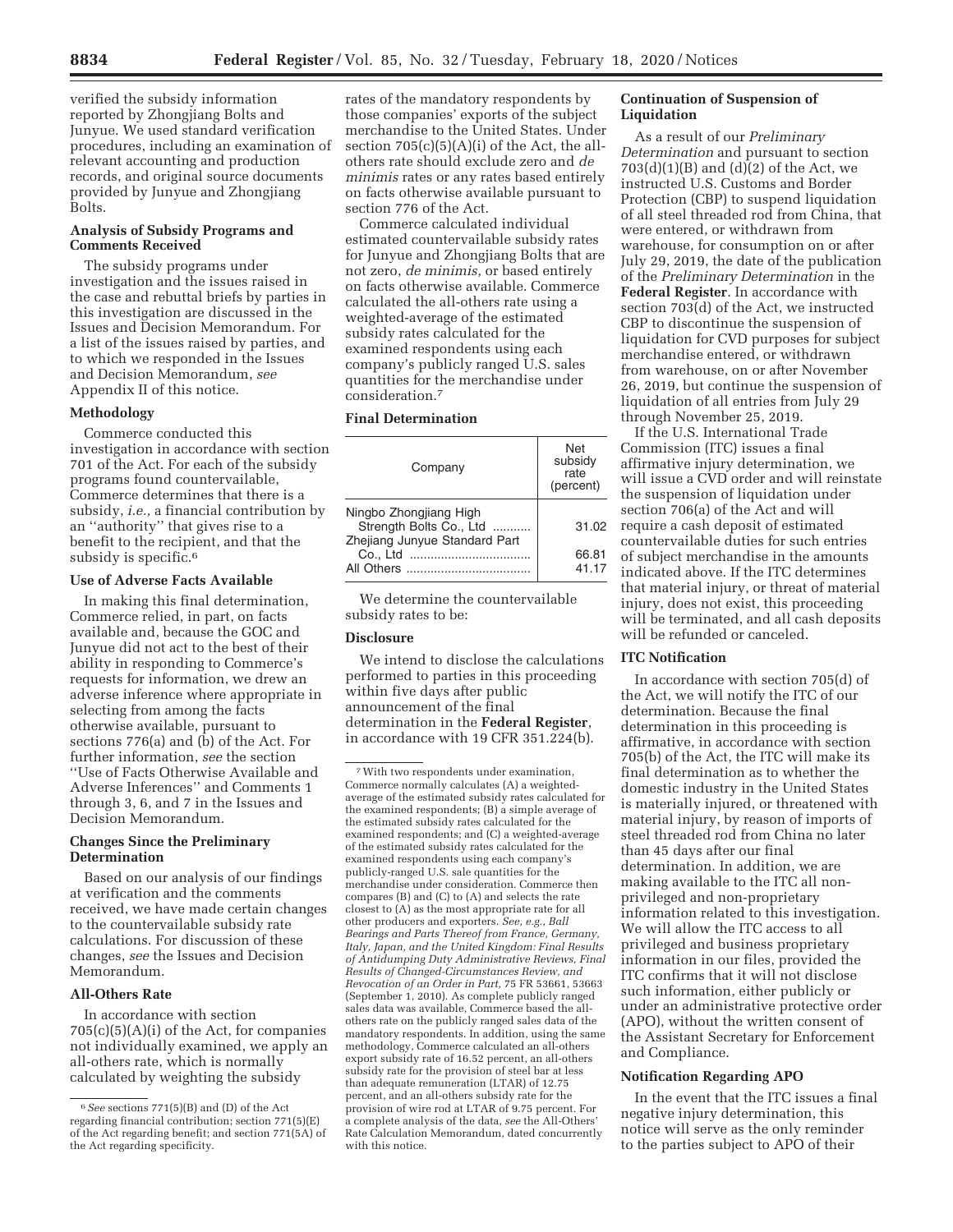verified the subsidy information reported by Zhongjiang Bolts and Junyue. We used standard verification procedures, including an examination of relevant accounting and production records, and original source documents provided by Junyue and Zhongjiang Bolts.

## Analysis of Subsidy Programs and Comments Received

The subsidy programs under investigation and the issues raised in the case and rebuttal briefs by parties in this investigation are discussed in the Issues and Decision Memorandum. For a list of the issues raised by parties, and to which we responded in the Issues and Decision Memorandum, *see* Appendix II of this notice.

## Methodology

Commerce conducted this investigation in accordance with section 701 of the Act. For each of the subsidy programs found countervailable, Commerce determines that there is a subsidy, *i.e.,* a financial contribution by an ''authority'' that gives rise to a benefit to the recipient, and that the subsidy is specific.[6]

## Use of Adverse Facts Available

In making this final determination, Commerce relied, in part, on facts available and, because the GOC and Junyue did not act to the best of their ability in responding to Commerce's requests for information, we drew an adverse inference where appropriate in selecting from among the facts otherwise available, pursuant to sections 776(a) and (b) of the Act. For further information, *see* the section ''Use of Facts Otherwise Available and Adverse Inferences'' and Comments 1 through 3, 6, and 7 in the Issues and Decision Memorandum.

## Changes Since the Preliminary Determination

Based on our analysis of our findings at verification and the comments received, we have made certain changes to the countervailable subsidy rate calculations. For discussion of these changes, *see* the Issues and Decision Memorandum.

## All-Others Rate

In accordance with section 705(c)(5)(A)(i) of the Act, for companies not individually examined, we apply an all-others rate, which is normally calculated by weighting the subsidy rates of the mandatory respondents by those companies' exports of the subject merchandise to the United States. Under section 705(c)(5)(A)(i) of the Act, the all-others rate should exclude zero and *de minimis* rates or any rates based entirely on facts otherwise available pursuant to section 776 of the Act.

Commerce calculated individual estimated countervailable subsidy rates for Junyue and Zhongjiang Bolts that are not zero, *de minimis,* or based entirely on facts otherwise available. Commerce calculated the all-others rate using a weighted-average of the estimated subsidy rates calculated for the examined respondents using each company's publicly ranged U.S. sales quantities for the merchandise under consideration.[7]

## Final Determination

| Company | Net subsidy rate (percent) |
|---|---|
| Ningbo Zhongjiang High Strength Bolts Co., Ltd | 31.02 |
| Zhejiang Junyue Standard Part Co., Ltd | 66.81 |
| All Others | 41.17 |

We determine the countervailable subsidy rates to be:

## Disclosure

We intend to disclose the calculations performed to parties in this proceeding within five days after public announcement of the final determination in the **Federal Register**, in accordance with 19 CFR 351.224(b).

## Continuation of Suspension of Liquidation

As a result of our *Preliminary Determination* and pursuant to section 703(d)(1)(B) and (d)(2) of the Act, we instructed U.S. Customs and Border Protection (CBP) to suspend liquidation of all steel threaded rod from China, that were entered, or withdrawn from warehouse, for consumption on or after July 29, 2019, the date of the publication of the *Preliminary Determination* in the **Federal Register**. In accordance with section 703(d) of the Act, we instructed CBP to discontinue the suspension of liquidation for CVD purposes for subject merchandise entered, or withdrawn from warehouse, on or after November 26, 2019, but continue the suspension of liquidation of all entries from July 29 through November 25, 2019.

If the U.S. International Trade Commission (ITC) issues a final affirmative injury determination, we will issue a CVD order and will reinstate the suspension of liquidation under section 706(a) of the Act and will require a cash deposit of estimated countervailable duties for such entries of subject merchandise in the amounts indicated above. If the ITC determines that material injury, or threat of material injury, does not exist, this proceeding will be terminated, and all cash deposits will be refunded or canceled.

## ITC Notification

In accordance with section 705(d) of the Act, we will notify the ITC of our determination. Because the final determination in this proceeding is affirmative, in accordance with section 705(b) of the Act, the ITC will make its final determination as to whether the domestic industry in the United States is materially injured, or threatened with material injury, by reason of imports of steel threaded rod from China no later than 45 days after our final determination. In addition, we are making available to the ITC all non-privileged and non-proprietary information related to this investigation. We will allow the ITC access to all privileged and business proprietary information in our files, provided the ITC confirms that it will not disclose such information, either publicly or under an administrative protective order (APO), without the written consent of the Assistant Secretary for Enforcement and Compliance.

## Notification Regarding APO

In the event that the ITC issues a final negative injury determination, this notice will serve as the only reminder to the parties subject to APO of their

---

[6] *See* sections 771(5)(B) and (D) of the Act regarding financial contribution; section 771(5)(E) of the Act regarding benefit; and section 771(5A) of the Act regarding specificity.

[7] With two respondents under examination, Commerce normally calculates (A) a weighted-average of the estimated subsidy rates calculated for the examined respondents; (B) a simple average of the estimated subsidy rates calculated for the examined respondents; and (C) a weighted-average of the estimated subsidy rates calculated for the examined respondents using each company's publicly-ranged U.S. sale quantities for the merchandise under consideration. Commerce then compares (B) and (C) to (A) and selects the rate closest to (A) as the most appropriate rate for all other producers and exporters. *See, e.g., Ball Bearings and Parts Thereof from France, Germany, Italy, Japan, and the United Kingdom: Final Results of Antidumping Duty Administrative Reviews, Final Results of Changed-Circumstances Review, and Revocation of an Order in Part,* 75 FR 53661, 53663 (September 1, 2010). As complete publicly ranged sales data was available, Commerce based the all-others rate on the publicly ranged sales data of the mandatory respondents. In addition, using the same methodology, Commerce calculated an all-others export subsidy rate of 16.52 percent, an all-others subsidy rate for the provision of steel bar at less than adequate remuneration (LTAR) of 12.75 percent, and an all-others subsidy rate for the provision of wire rod at LTAR of 9.75 percent. For a complete analysis of the data, *see* the All-Others' Rate Calculation Memorandum, dated concurrently with this notice.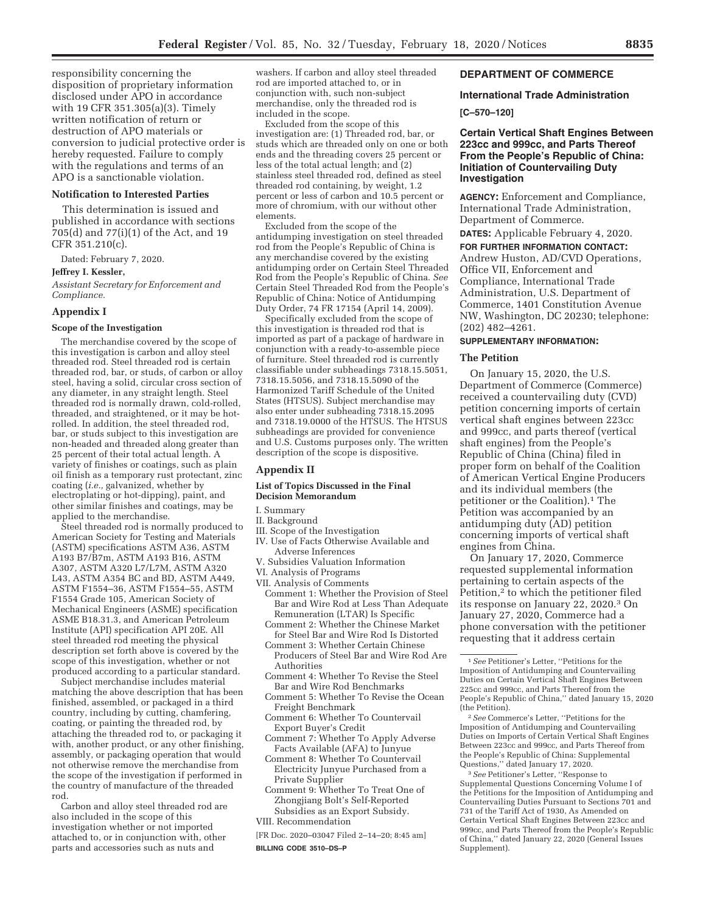responsibility concerning the disposition of proprietary information disclosed under APO in accordance with 19 CFR 351.305(a)(3). Timely written notification of return or destruction of APO materials or conversion to judicial protective order is hereby requested. Failure to comply with the regulations and terms of an APO is a sanctionable violation.

### Notification to Interested Parties

This determination is issued and published in accordance with sections 705(d) and 77(i)(1) of the Act, and 19 CFR 351.210(c).

Dated: February 7, 2020.

**Jeffrey I. Kessler,**

*Assistant Secretary for Enforcement and Compliance.*

## Appendix I

### Scope of the Investigation

The merchandise covered by the scope of this investigation is carbon and alloy steel threaded rod. Steel threaded rod is certain threaded rod, bar, or studs, of carbon or alloy steel, having a solid, circular cross section of any diameter, in any straight length. Steel threaded rod is normally drawn, cold-rolled, threaded, and straightened, or it may be hot-rolled. In addition, the steel threaded rod, bar, or studs subject to this investigation are non-headed and threaded along greater than 25 percent of their total actual length. A variety of finishes or coatings, such as plain oil finish as a temporary rust protectant, zinc coating (*i.e.,* galvanized, whether by electroplating or hot-dipping), paint, and other similar finishes and coatings, may be applied to the merchandise.

Steel threaded rod is normally produced to American Society for Testing and Materials (ASTM) specifications ASTM A36, ASTM A193 B7/B7m, ASTM A193 B16, ASTM A307, ASTM A320 L7/L7M, ASTM A320 L43, ASTM A354 BC and BD, ASTM A449, ASTM F1554–36, ASTM F1554–55, ASTM F1554 Grade 105, American Society of Mechanical Engineers (ASME) specification ASME B18.31.3, and American Petroleum Institute (API) specification API 20E. All steel threaded rod meeting the physical description set forth above is covered by the scope of this investigation, whether or not produced according to a particular standard.

Subject merchandise includes material matching the above description that has been finished, assembled, or packaged in a third country, including by cutting, chamfering, coating, or painting the threaded rod, by attaching the threaded rod to, or packaging it with, another product, or any other finishing, assembly, or packaging operation that would not otherwise remove the merchandise from the scope of the investigation if performed in the country of manufacture of the threaded rod.

Carbon and alloy steel threaded rod are also included in the scope of this investigation whether or not imported attached to, or in conjunction with, other parts and accessories such as nuts and washers. If carbon and alloy steel threaded rod are imported attached to, or in conjunction with, such non-subject merchandise, only the threaded rod is included in the scope.

Excluded from the scope of this investigation are: (1) Threaded rod, bar, or studs which are threaded only on one or both ends and the threading covers 25 percent or less of the total actual length; and (2) stainless steel threaded rod, defined as steel threaded rod containing, by weight, 1.2 percent or less of carbon and 10.5 percent or more of chromium, with our without other elements.

Excluded from the scope of the antidumping investigation on steel threaded rod from the People's Republic of China is any merchandise covered by the existing antidumping order on Certain Steel Threaded Rod from the People's Republic of China. *See* Certain Steel Threaded Rod from the People's Republic of China: Notice of Antidumping Duty Order, 74 FR 17154 (April 14, 2009).

Specifically excluded from the scope of this investigation is threaded rod that is imported as part of a package of hardware in conjunction with a ready-to-assemble piece of furniture. Steel threaded rod is currently classifiable under subheadings 7318.15.5051, 7318.15.5056, and 7318.15.5090 of the Harmonized Tariff Schedule of the United States (HTSUS). Subject merchandise may also enter under subheading 7318.15.2095 and 7318.19.0000 of the HTSUS. The HTSUS subheadings are provided for convenience and U.S. Customs purposes only. The written description of the scope is dispositive.

## Appendix II

### List of Topics Discussed in the Final Decision Memorandum

I. Summary
II. Background
III. Scope of the Investigation
IV. Use of Facts Otherwise Available and Adverse Inferences
V. Subsidies Valuation Information
VI. Analysis of Programs
VII. Analysis of Comments
   Comment 1: Whether the Provision of Steel Bar and Wire Rod at Less Than Adequate Remuneration (LTAR) Is Specific
   Comment 2: Whether the Chinese Market for Steel Bar and Wire Rod Is Distorted
   Comment 3: Whether Certain Chinese Producers of Steel Bar and Wire Rod Are Authorities
   Comment 4: Whether To Revise the Steel Bar and Wire Rod Benchmarks
   Comment 5: Whether To Revise the Ocean Freight Benchmark
   Comment 6: Whether To Countervail Export Buyer's Credit
   Comment 7: Whether To Apply Adverse Facts Available (AFA) to Junyue
   Comment 8: Whether To Countervail Electricity Junyue Purchased from a Private Supplier
   Comment 9: Whether To Treat One of Zhongjiang Bolt's Self-Reported Subsidies as an Export Subsidy.
VIII. Recommendation

[FR Doc. 2020–03047 Filed 2–14–20; 8:45 am]

**BILLING CODE 3510–DS–P**

## DEPARTMENT OF COMMERCE

### International Trade Administration

**[C–570–120]**

### Certain Vertical Shaft Engines Between 223cc and 999cc, and Parts Thereof From the People's Republic of China: Initiation of Countervailing Duty Investigation

**AGENCY:** Enforcement and Compliance, International Trade Administration, Department of Commerce.

**DATES:** Applicable February 4, 2020.

**FOR FURTHER INFORMATION CONTACT:** Andrew Huston, AD/CVD Operations, Office VII, Enforcement and Compliance, International Trade Administration, U.S. Department of Commerce, 1401 Constitution Avenue NW, Washington, DC 20230; telephone: (202) 482–4261.

**SUPPLEMENTARY INFORMATION:**

### The Petition

On January 15, 2020, the U.S. Department of Commerce (Commerce) received a countervailing duty (CVD) petition concerning imports of certain vertical shaft engines between 223cc and 999cc, and parts thereof (vertical shaft engines) from the People's Republic of China (China) filed in proper form on behalf of the Coalition of American Vertical Engine Producers and its individual members (the petitioner or the Coalition).[1] The Petition was accompanied by an antidumping duty (AD) petition concerning imports of vertical shaft engines from China.

On January 17, 2020, Commerce requested supplemental information pertaining to certain aspects of the Petition,[2] to which the petitioner filed its response on January 22, 2020.[3] On January 27, 2020, Commerce had a phone conversation with the petitioner requesting that it address certain

[1] *See* Petitioner's Letter, ''Petitions for the Imposition of Antidumping and Countervailing Duties on Certain Vertical Shaft Engines Between 225cc and 999cc, and Parts Thereof from the People's Republic of China,'' dated January 15, 2020 (the Petition).

[2] *See* Commerce's Letter, ''Petitions for the Imposition of Antidumping and Countervailing Duties on Imports of Certain Vertical Shaft Engines Between 223cc and 999cc, and Parts Thereof from the People's Republic of China: Supplemental Questions,'' dated January 17, 2020.

[3] *See* Petitioner's Letter, ''Response to Supplemental Questions Concerning Volume I of the Petitions for the Imposition of Antidumping and Countervailing Duties Pursuant to Sections 701 and 731 of the Tariff Act of 1930, As Amended on Certain Vertical Shaft Engines Between 223cc and 999cc, and Parts Thereof from the People's Republic of China,'' dated January 22, 2020 (General Issues Supplement).